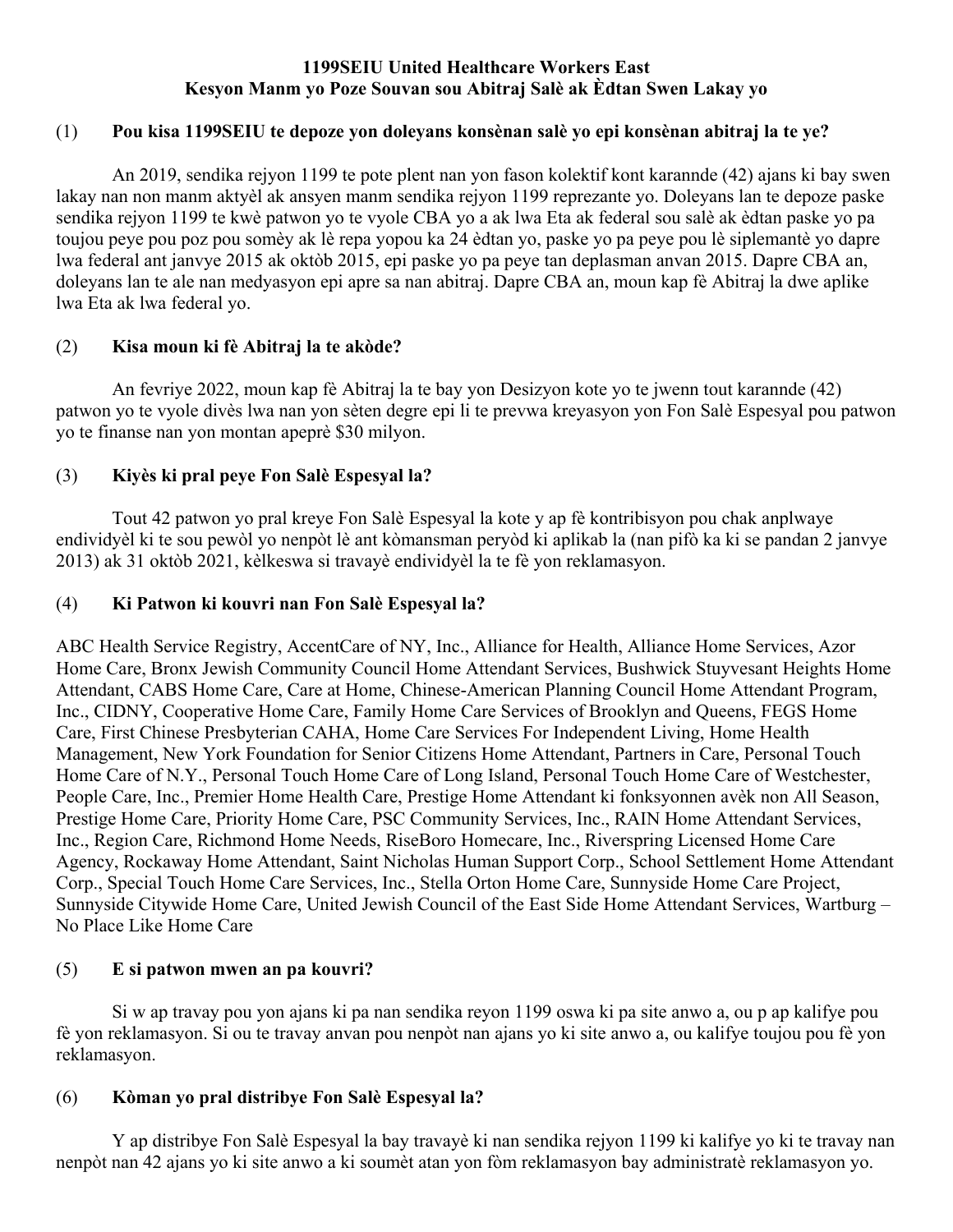**1199SEIU United Healthcare Workers East**
**Kesyon Manm yo Poze Souvan sou Abitraj Salè ak Èdtan Swen Lakay yo**

**(1) Pou kisa 1199SEIU te depoze yon doleyans konsènan salè yo epi konsènan abitraj la te ye?**

An 2019, sendika rejyon 1199 te pote plent nan yon fason kolektif kont karannde (42) ajans ki bay swen lakay nan non manm aktyèl ak ansyen manm sendika rejyon 1199 reprezante yo. Doleyans lan te depoze paske sendika rejyon 1199 te kwè patwon yo te vyole CBA yo a ak lwa Eta ak federal sou salè ak èdtan paske yo pa toujou peye pou poz pou somèy ak lè repa yopou ka 24 èdtan yo, paske yo pa peye pou lè siplemantè yo dapre lwa federal ant janvye 2015 ak oktòb 2015, epi paske yo pa peye tan deplasman anvan 2015. Dapre CBA an, doleyans lan te ale nan medyasyon epi apre sa nan abitraj. Dapre CBA an, moun kap fè Abitraj la dwe aplike lwa Eta ak lwa federal yo.

**(2) Kisa moun ki fè Abitraj la te akòde?**

An fevriye 2022, moun kap fè Abitraj la te bay yon Desizyon kote yo te jwenn tout karannde (42) patwon yo te vyole divès lwa nan yon sèten degre epi li te prevwa kreyasyon yon Fon Salè Espesyal pou patwon yo te finanse nan yon montan apeprè $30 milyon.

**(3) Kiyès ki pral peye Fon Salè Espesyal la?**

Tout 42 patwon yo pral kreye Fon Salè Espesyal la kote y ap fè kontribisyon pou chak anplwaye endividyèl ki te sou pewòl yo nenpòt lè ant kòmansman peryòd ki aplikab la (nan pifò ka ki se pandan 2 janvye 2013) ak 31 oktòb 2021, kèlkeswa si travayè endividyèl la te fè yon reklamasyon.

**(4) Ki Patwon ki kouvri nan Fon Salè Espesyal la?**

ABC Health Service Registry, AccentCare of NY, Inc., Alliance for Health, Alliance Home Services, Azor Home Care, Bronx Jewish Community Council Home Attendant Services, Bushwick Stuyvesant Heights Home Attendant, CABS Home Care, Care at Home, Chinese-American Planning Council Home Attendant Program, Inc., CIDNY, Cooperative Home Care, Family Home Care Services of Brooklyn and Queens, FEGS Home Care, First Chinese Presbyterian CAHA, Home Care Services For Independent Living, Home Health Management, New York Foundation for Senior Citizens Home Attendant, Partners in Care, Personal Touch Home Care of N.Y., Personal Touch Home Care of Long Island, Personal Touch Home Care of Westchester, People Care, Inc., Premier Home Health Care, Prestige Home Attendant ki fonksyonnen avèk non All Season, Prestige Home Care, Priority Home Care, PSC Community Services, Inc., RAIN Home Attendant Services, Inc., Region Care, Richmond Home Needs, RiseBoro Homecare, Inc., Riverspring Licensed Home Care Agency, Rockaway Home Attendant, Saint Nicholas Human Support Corp., School Settlement Home Attendant Corp., Special Touch Home Care Services, Inc., Stella Orton Home Care, Sunnyside Home Care Project, Sunnyside Citywide Home Care, United Jewish Council of the East Side Home Attendant Services, Wartburg – No Place Like Home Care

**(5) E si patwon mwen an pa kouvri?**

Si w ap travay pou yon ajans ki pa nan sendika reyon 1199 oswa ki pa site anwo a, ou p ap kalifye pou fè yon reklamasyon. Si ou te travay anvan pou nenpòt nan ajans yo ki site anwo a, ou kalifye toujou pou fè yon reklamasyon.

**(6) Kòman yo pral distribye Fon Salè Espesyal la?**

Y ap distribye Fon Salè Espesyal la bay travayè ki nan sendika rejyon 1199 ki kalifye yo ki te travay nan nenpòt nan 42 ajans yo ki site anwo a ki soumèt atan yon fòm reklamasyon bay administratè reklamasyon yo.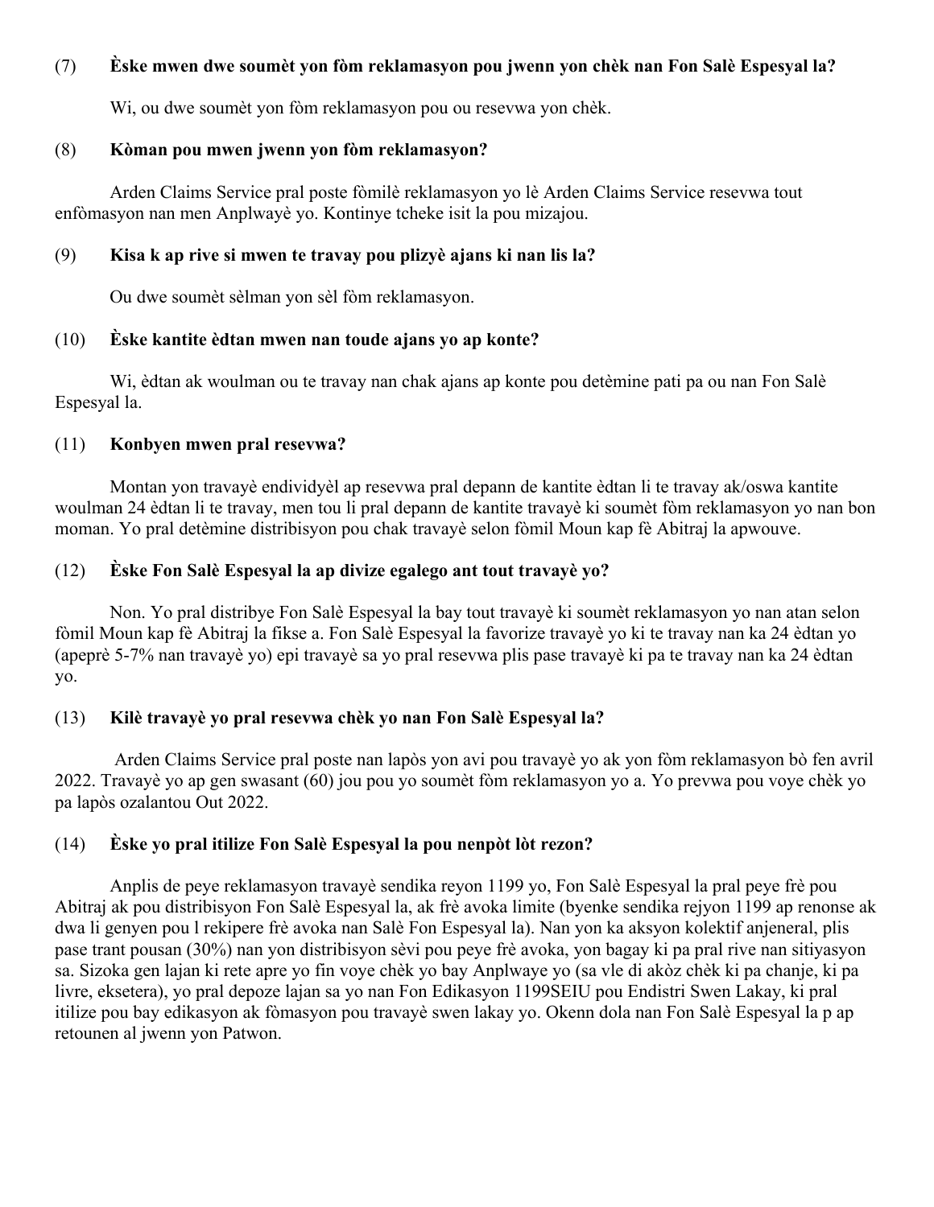(7) **Èske mwen dwe soumèt yon fòm reklamasyon pou jwenn yon chèk nan Fon Salè Espesyal la?**

Wi, ou dwe soumèt yon fòm reklamasyon pou ou resevwa yon chèk.

(8) **Kòman pou mwen jwenn yon fòm reklamasyon?**

Arden Claims Service pral poste fòmilè reklamasyon yo lè Arden Claims Service resevwa tout enfòmasyon nan men Anplwayè yo. Kontinye tcheke isit la pou mizajou.

(9) **Kisa k ap rive si mwen te travay pou plizyè ajans ki nan lis la?**

Ou dwe soumèt sèlman yon sèl fòm reklamasyon.

(10) **Èske kantite èdtan mwen nan toude ajans yo ap konte?**

Wi, èdtan ak woulman ou te travay nan chak ajans ap konte pou detèmine pati pa ou nan Fon Salè Espesyal la.

(11) **Konbyen mwen pral resevwa?**

Montan yon travayè endividyèl ap resevwa pral depann de kantite èdtan li te travay ak/oswa kantite woulman 24 èdtan li te travay, men tou li pral depann de kantite travayè ki soumèt fòm reklamasyon yo nan bon moman. Yo pral detèmine distribisyon pou chak travayè selon fòmil Moun kap fè Abitraj la apwouve.

(12) **Èske Fon Salè Espesyal la ap divize egalego ant tout travayè yo?**

Non. Yo pral distribye Fon Salè Espesyal la bay tout travayè ki soumèt reklamasyon yo nan atan selon fòmil Moun kap fè Abitraj la fikse a. Fon Salè Espesyal la favorize travayè yo ki te travay nan ka 24 èdtan yo (apeprè 5-7% nan travayè yo) epi travayè sa yo pral resevwa plis pase travayè ki pa te travay nan ka 24 èdtan yo.

(13) **Kilè travayè yo pral resevwa chèk yo nan Fon Salè Espesyal la?**

Arden Claims Service pral poste nan lapòs yon avi pou travayè yo ak yon fòm reklamasyon bò fen avril 2022. Travayè yo ap gen swasant (60) jou pou yo soumèt fòm reklamasyon yo a. Yo prevwa pou voye chèk yo pa lapòs ozalantou Out 2022.

(14) **Èske yo pral itilize Fon Salè Espesyal la pou nenpòt lòt rezon?**

Anplis de peye reklamasyon travayè sendika reyon 1199 yo, Fon Salè Espesyal la pral peye frè pou Abitraj ak pou distribisyon Fon Salè Espesyal la, ak frè avoka limite (byenke sendika rejyon 1199 ap renonse ak dwa li genyen pou l rekipere frè avoka nan Salè Fon Espesyal la). Nan yon ka aksyon kolektif anjeneral, plis pase trant pousan (30%) nan yon distribisyon sèvi pou peye frè avoka, yon bagay ki pa pral rive nan sitiyasyon sa. Sizoka gen lajan ki rete apre yo fin voye chèk yo bay Anplwaye yo (sa vle di akòz chèk ki pa chanje, ki pa livre, eksetera), yo pral depoze lajan sa yo nan Fon Edikasyon 1199SEIU pou Endistri Swen Lakay, ki pral itilize pou bay edikasyon ak fòmasyon pou travayè swen lakay yo. Okenn dola nan Fon Salè Espesyal la p ap retounen al jwenn yon Patwon.